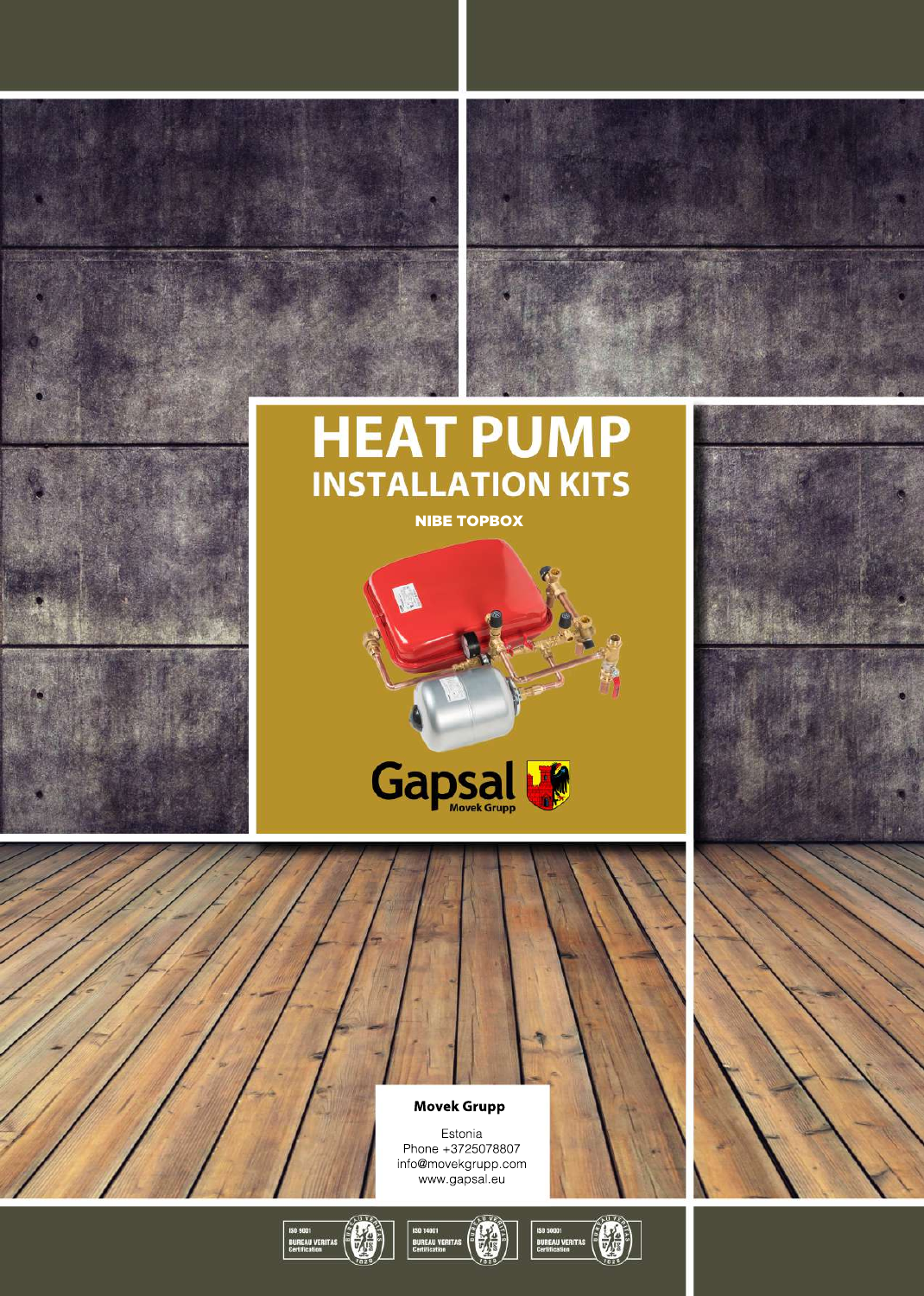# HEAT PUMP
## INSTALLATION KITS

**NIBE TOPBOX**

Gapsal
Movek Grupp

**Movek Grupp**

Estonia
Phone +3725078807
info@movekgrupp.com
www.gapsal.eu

ISO 9001 BUREAU VERITAS Certification

ISO 14001 BUREAU VERITAS Certification

ISO 50001 BUREAU VERITAS Certification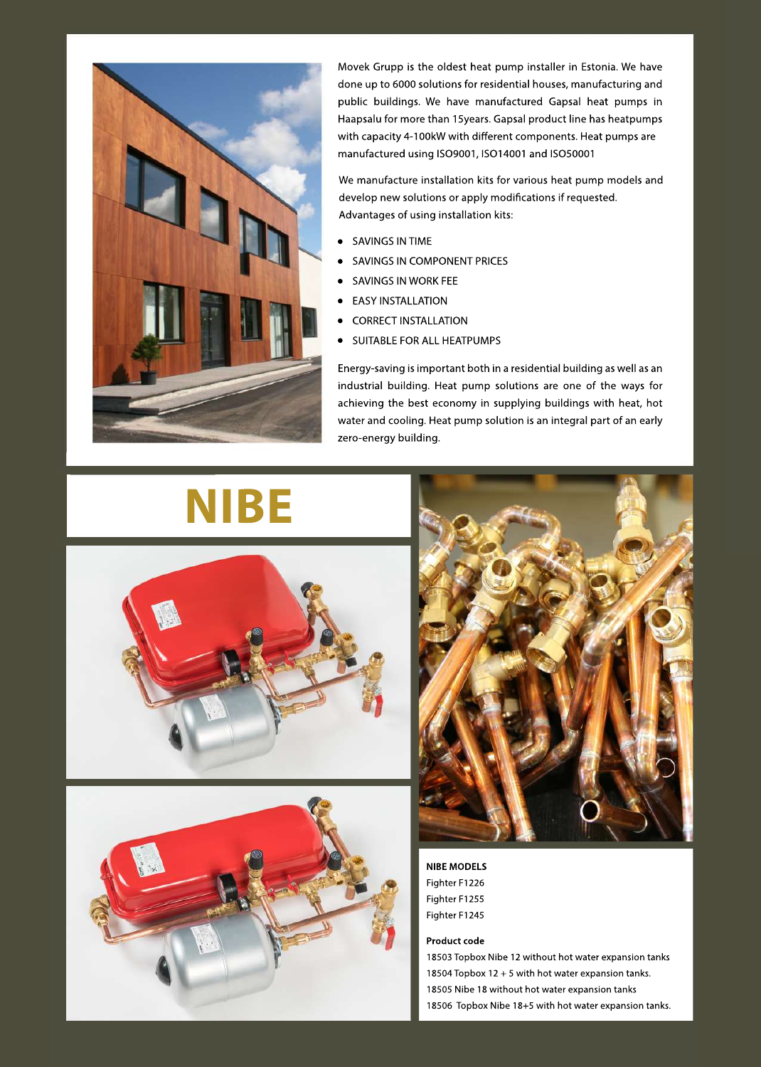Movek Grupp is the oldest heat pump installer in Estonia. We have done up to 6000 solutions for residential houses, manufacturing and public buildings. We have manufactured Gapsal heat pumps in Haapsalu for more than 15years. Gapsal product line has heatpumps with capacity 4-100kW with different components. Heat pumps are manufactured using ISO9001, ISO14001 and ISO50001

We manufacture installation kits for various heat pump models and develop new solutions or apply modifications if requested. Advantages of using installation kits:

- SAVINGS IN TIME
- SAVINGS IN COMPONENT PRICES
- SAVINGS IN WORK FEE
- EASY INSTALLATION
- CORRECT INSTALLATION
- SUITABLE FOR ALL HEATPUMPS

Energy-saving is important both in a residential building as well as an industrial building. Heat pump solutions are one of the ways for achieving the best economy in supplying buildings with heat, hot water and cooling. Heat pump solution is an integral part of an early zero-energy building.

# NIBE

**NIBE MODELS**

Fighter F1226

Fighter F1255

Fighter F1245

**Product code**

18503 Topbox Nibe 12 without hot water expansion tanks

18504 Topbox 12 + 5 with hot water expansion tanks.

18505 Nibe 18 without hot water expansion tanks

18506 Topbox Nibe 18+5 with hot water expansion tanks.